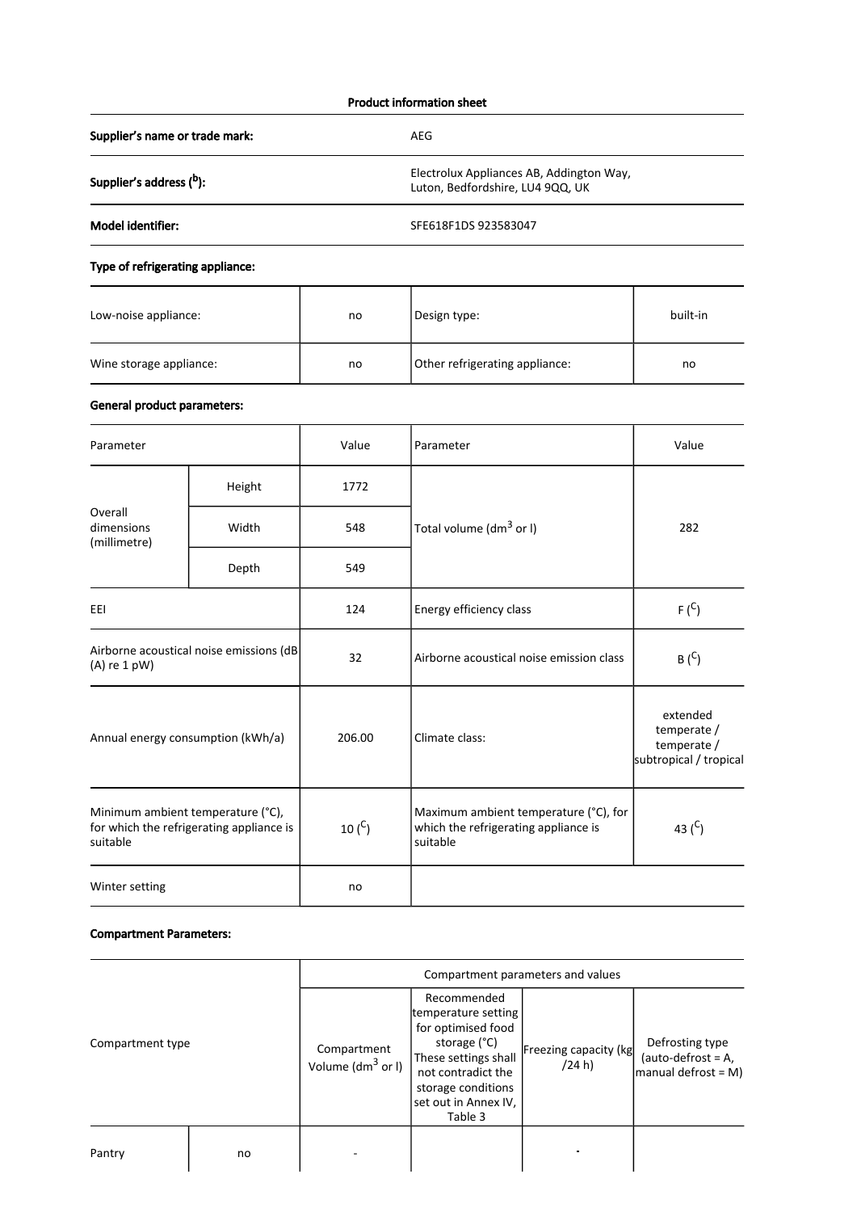## Product information sheet

| | |
|---|---|
| **Supplier's name or trade mark:** | AEG |
| **Supplier's address ([b]):** | Electrolux Appliances AB, Addington Way, Luton, Bedfordshire, LU4 9QQ, UK |
| **Model identifier:** | SFE618F1DS 923583047 |

### Type of refrigerating appliance:

| | | | |
|---|---|---|---|
| Low-noise appliance: | no | Design type: | built-in |
| Wine storage appliance: | no | Other refrigerating appliance: | no |

### General product parameters:

| Parameter | | Value | Parameter | Value |
|---|---|---|---|---|
| Overall dimensions (millimetre) | Height | 1772 | Total volume ($dm^3$ or l) | 282 |
| | Width | 548 | | |
| | Depth | 549 | | |
| EEI | | 124 | Energy efficiency class | F ([C]) |
| Airborne acoustical noise emissions (dB (A) re 1 pW) | | 32 | Airborne acoustical noise emission class | B ([C]) |
| Annual energy consumption (kWh/a) | | 206.00 | Climate class: | extended temperate / temperate / subtropical / tropical |
| Minimum ambient temperature (°C), for which the refrigerating appliance is suitable | | 10 ([C]) | Maximum ambient temperature (°C), for which the refrigerating appliance is suitable | 43 ([C]) |
| Winter setting | | no | | |

### Compartment Parameters:

| Compartment type | | Compartment parameters and values | | | |
|---|---|---|---|---|---|
| | | Compartment Volume ($dm^3$ or l) | Recommended temperature setting for optimised food storage (°C) These settings shall not contradict the storage conditions set out in Annex IV, Table 3 | Freezing capacity (kg /24 h) | Defrosting type (auto-defrost = A, manual defrost = M) |
| Pantry | no | - | | - | |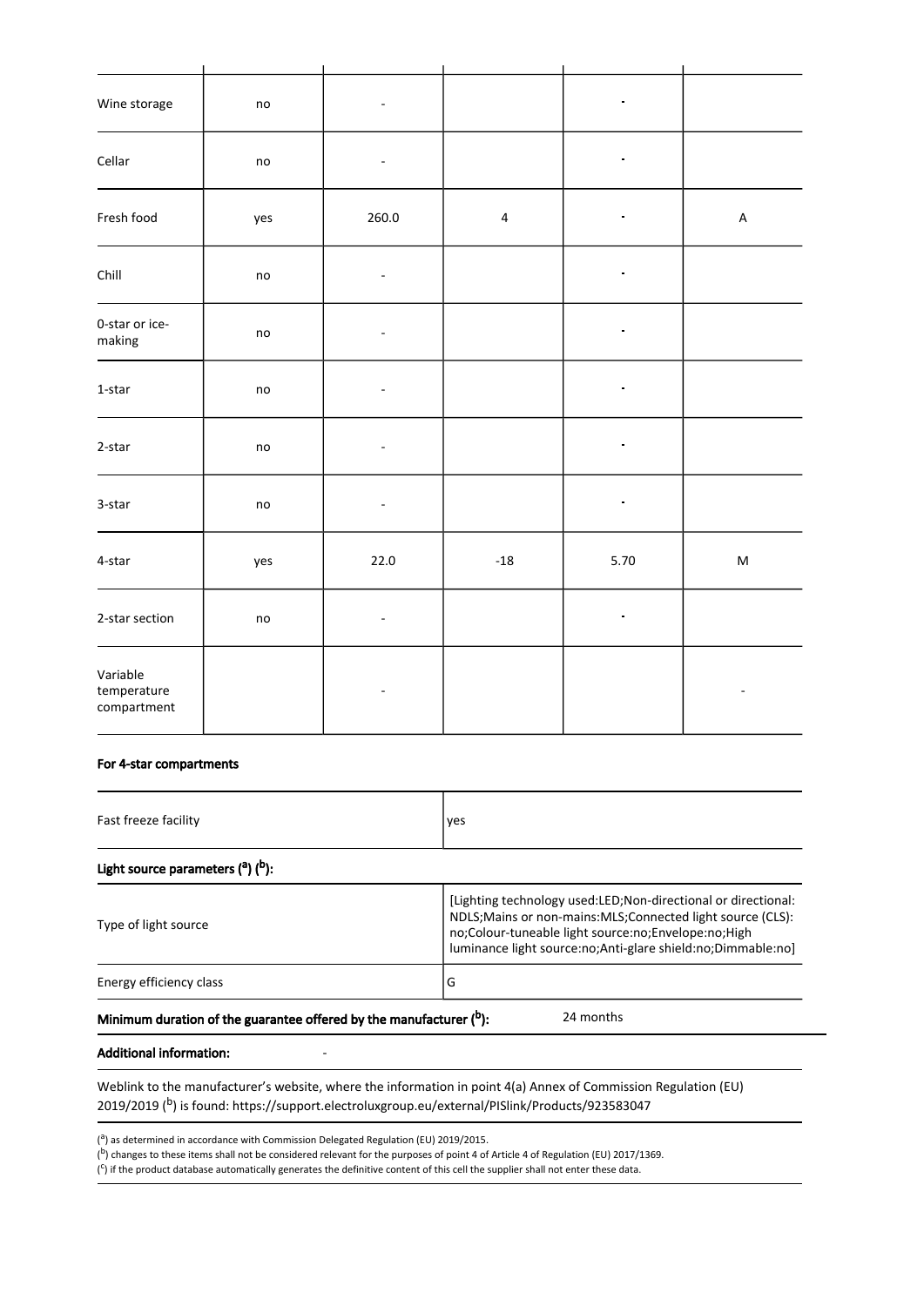| | | | | | |
|---|---|---|---|---|---|
| Wine storage | no | - | | - | |
| Cellar | no | - | | - | |
| Fresh food | yes | 260.0 | 4 | - | A |
| Chill | no | - | | - | |
| 0-star or ice-making | no | - | | - | |
| 1-star | no | - | | - | |
| 2-star | no | - | | - | |
| 3-star | no | - | | - | |
| 4-star | yes | 22.0 | -18 | 5.70 | M |
| 2-star section | no | - | | - | |
| Variable temperature compartment | | - | | | - |

**For 4-star compartments**

| | |
|---|---|
| Fast freeze facility | yes |

**Light source parameters ([a]) ([b]):**

| | |
|---|---|
| Type of light source | [Lighting technology used:LED;Non-directional or directional: NDLS;Mains or non-mains:MLS;Connected light source (CLS): no;Colour-tuneable light source:no;Envelope:no;High luminance light source:no;Anti-glare shield:no;Dimmable:no] |
| Energy efficiency class | G |

**Minimum duration of the guarantee offered by the manufacturer ([b]):** 24 months

**Additional information:** -

Weblink to the manufacturer's website, where the information in point 4(a) Annex of Commission Regulation (EU) 2019/2019 ([b]) is found: https://support.electroluxgroup.eu/external/PISlink/Products/923583047

([a]) as determined in accordance with Commission Delegated Regulation (EU) 2019/2015.

([b]) changes to these items shall not be considered relevant for the purposes of point 4 of Article 4 of Regulation (EU) 2017/1369.

([c]) if the product database automatically generates the definitive content of this cell the supplier shall not enter these data.